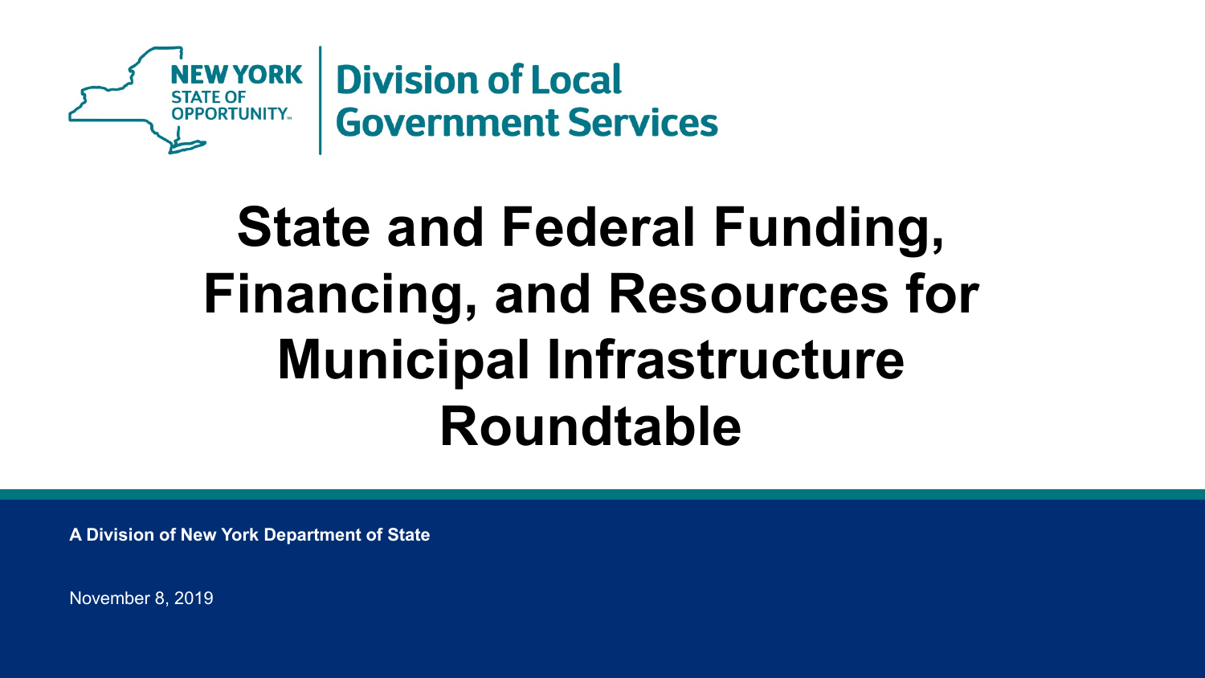NEW YORK STATE OF OPPORTUNITY™

**Division of Local Government Services**

# State and Federal Funding, Financing, and Resources for Municipal Infrastructure Roundtable

**A Division of New York Department of State**

November 8, 2019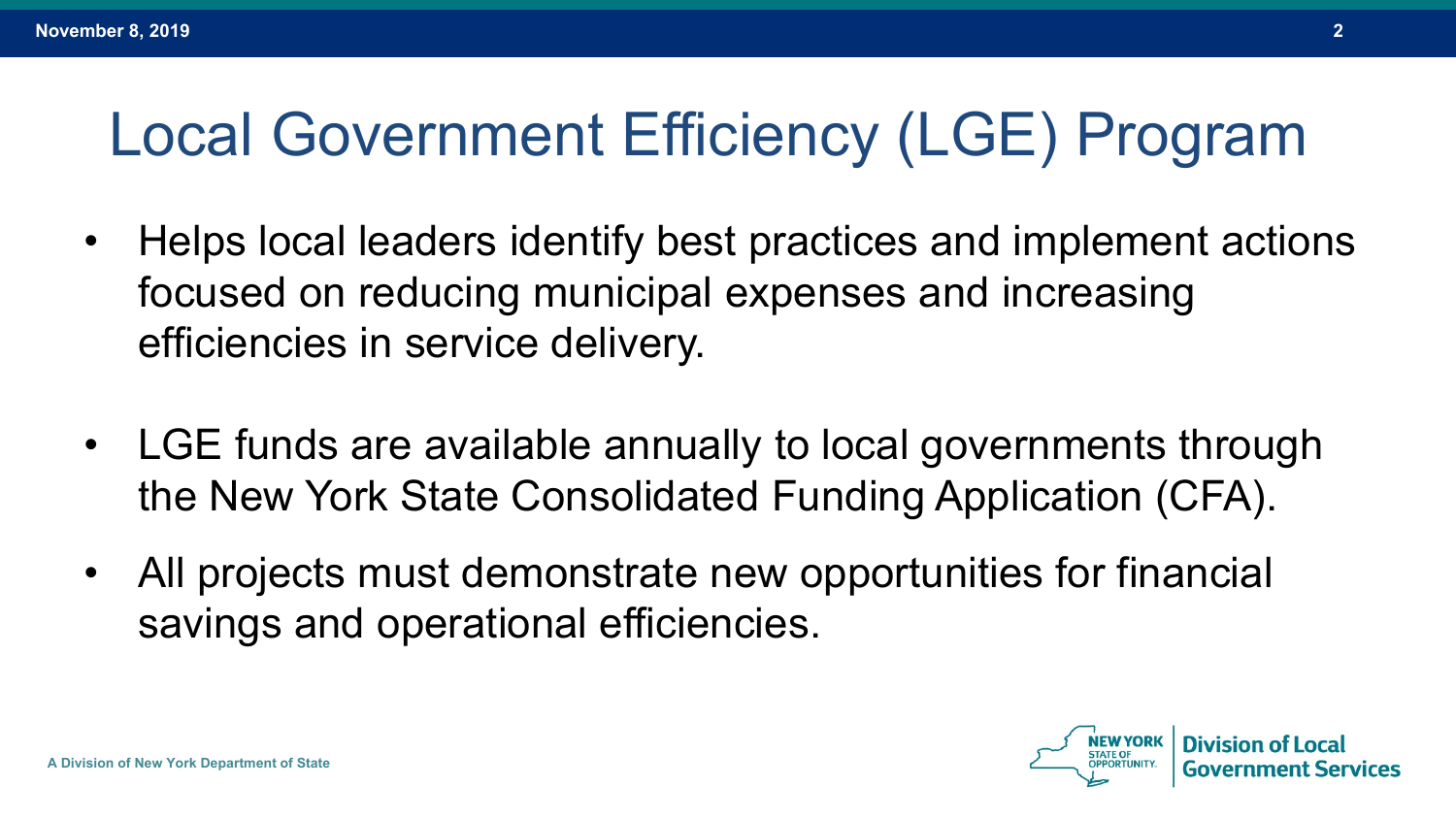# Local Government Efficiency (LGE) Program

- Helps local leaders identify best practices and implement actions focused on reducing municipal expenses and increasing efficiencies in service delivery.
- LGE funds are available annually to local governments through the New York State Consolidated Funding Application (CFA).
- All projects must demonstrate new opportunities for financial savings and operational efficiencies.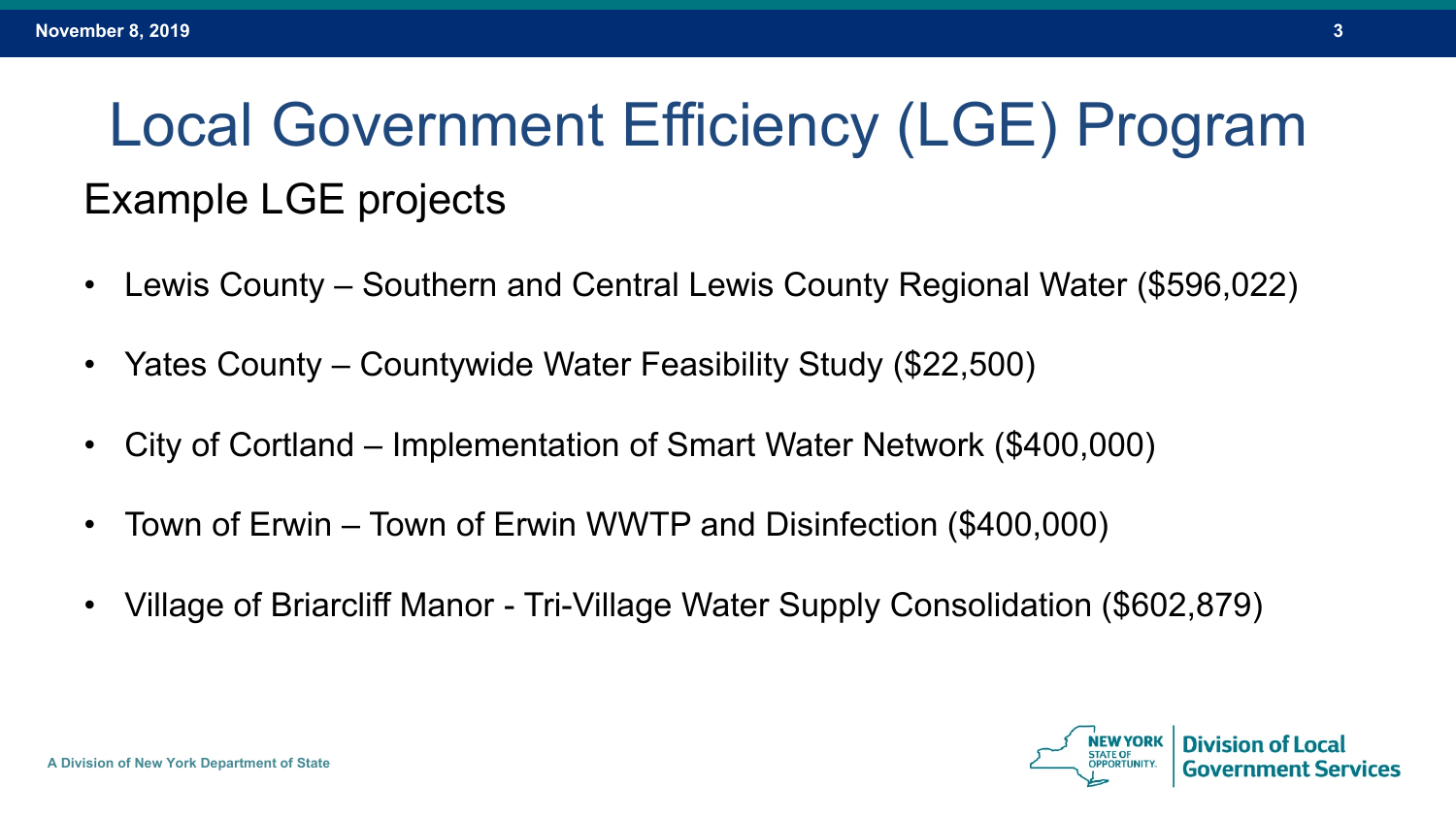# Local Government Efficiency (LGE) Program

## Example LGE projects

- Lewis County – Southern and Central Lewis County Regional Water ($596,022)
- Yates County – Countywide Water Feasibility Study ($22,500)
- City of Cortland – Implementation of Smart Water Network ($400,000)
- Town of Erwin – Town of Erwin WWTP and Disinfection ($400,000)
- Village of Briarcliff Manor - Tri-Village Water Supply Consolidation ($602,879)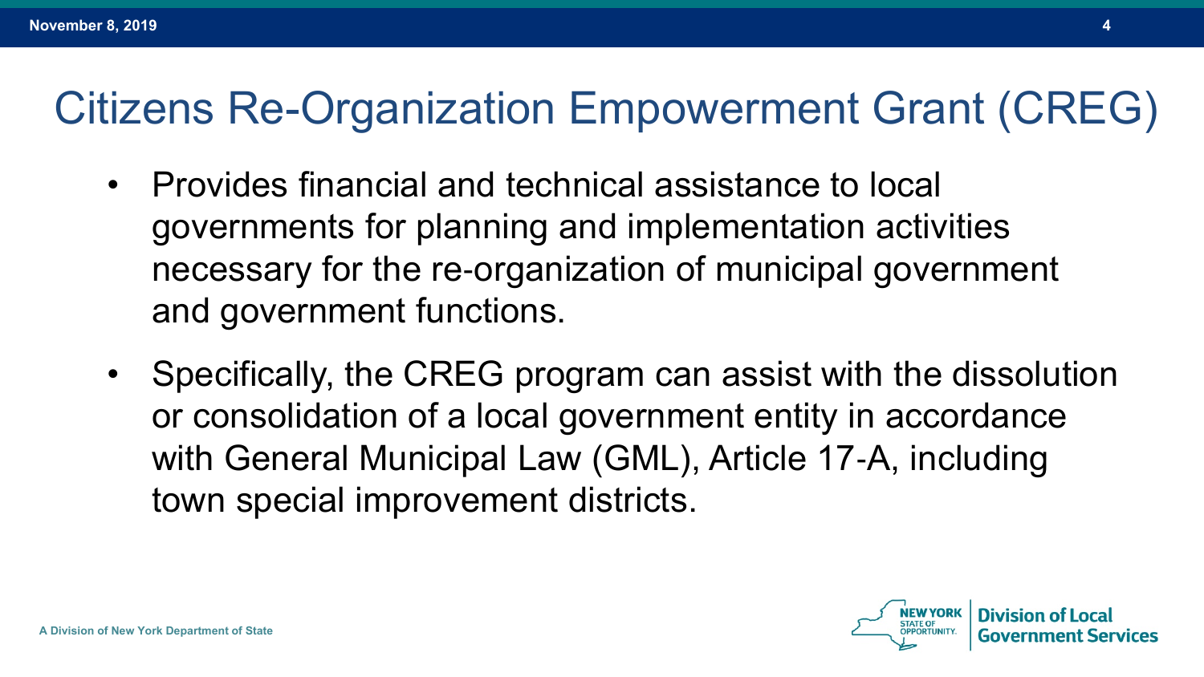# Citizens Re-Organization Empowerment Grant (CREG)

- Provides financial and technical assistance to local governments for planning and implementation activities necessary for the re-organization of municipal government and government functions.
- Specifically, the CREG program can assist with the dissolution or consolidation of a local government entity in accordance with General Municipal Law (GML), Article 17-A, including town special improvement districts.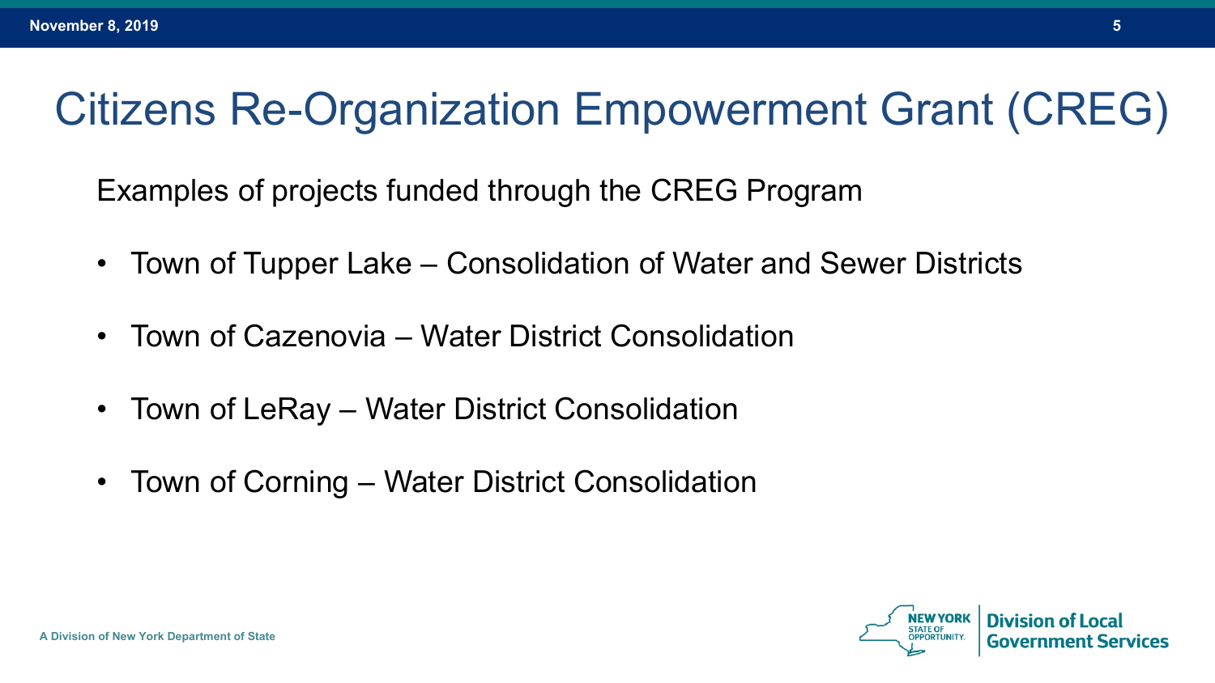# Citizens Re-Organization Empowerment Grant (CREG)

Examples of projects funded through the CREG Program

- Town of Tupper Lake – Consolidation of Water and Sewer Districts
- Town of Cazenovia – Water District Consolidation
- Town of LeRay – Water District Consolidation
- Town of Corning – Water District Consolidation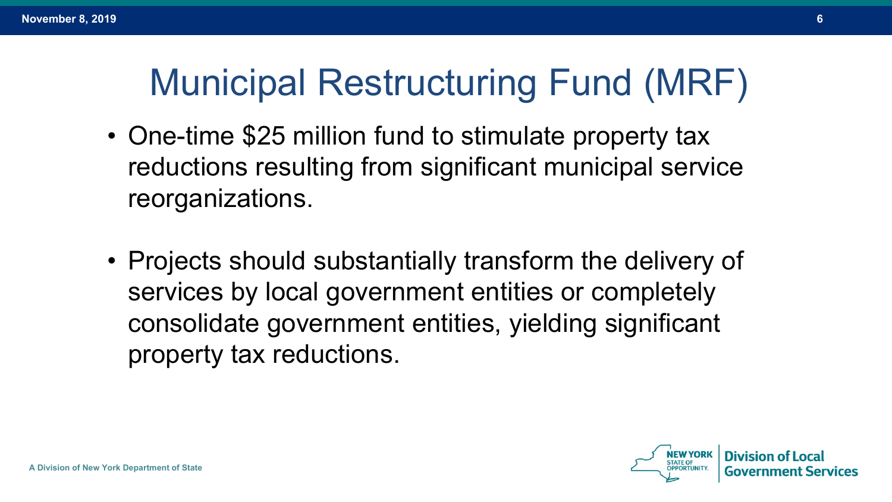# Municipal Restructuring Fund (MRF)

- One-time $25 million fund to stimulate property tax reductions resulting from significant municipal service reorganizations.

- Projects should substantially transform the delivery of services by local government entities or completely consolidate government entities, yielding significant property tax reductions.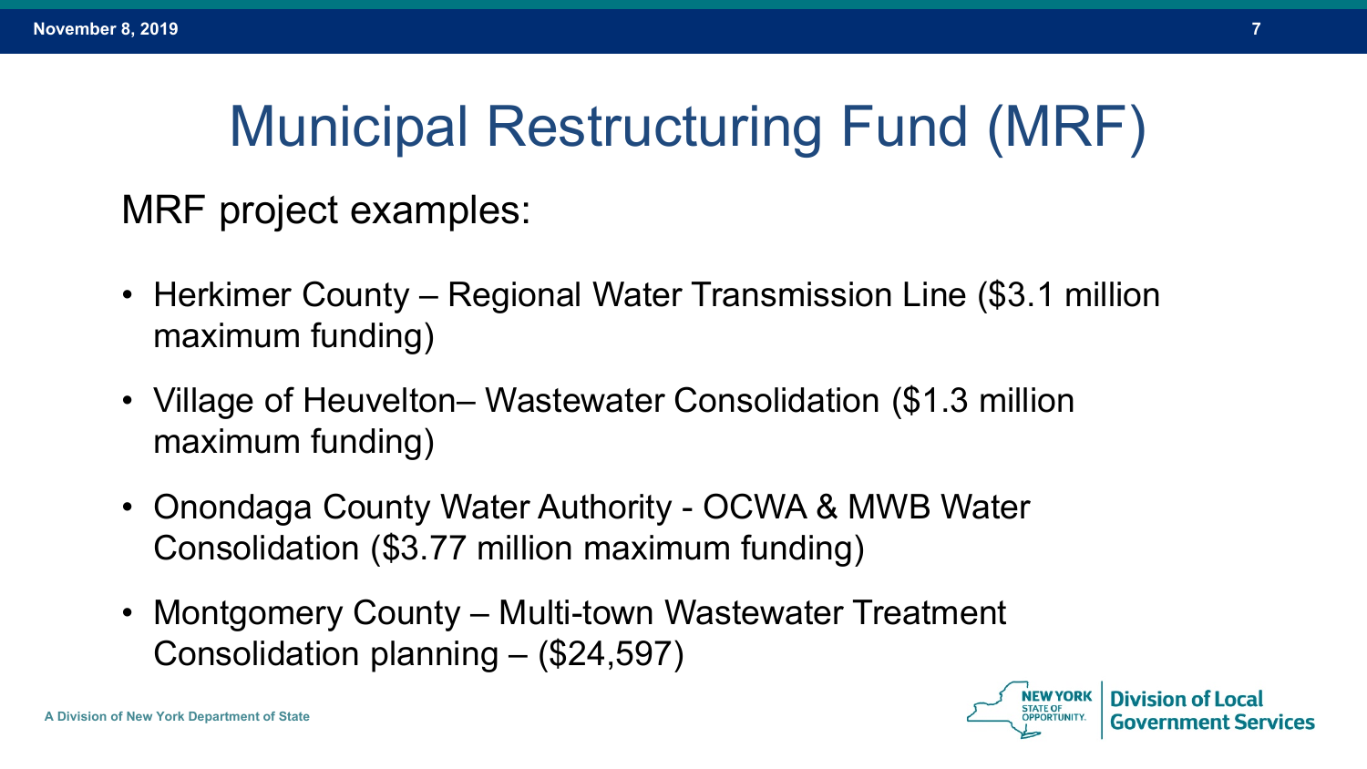# Municipal Restructuring Fund (MRF)

MRF project examples:

- Herkimer County – Regional Water Transmission Line ($3.1 million maximum funding)
- Village of Heuvelton– Wastewater Consolidation ($1.3 million maximum funding)
- Onondaga County Water Authority - OCWA & MWB Water Consolidation ($3.77 million maximum funding)
- Montgomery County – Multi-town Wastewater Treatment Consolidation planning – ($24,597)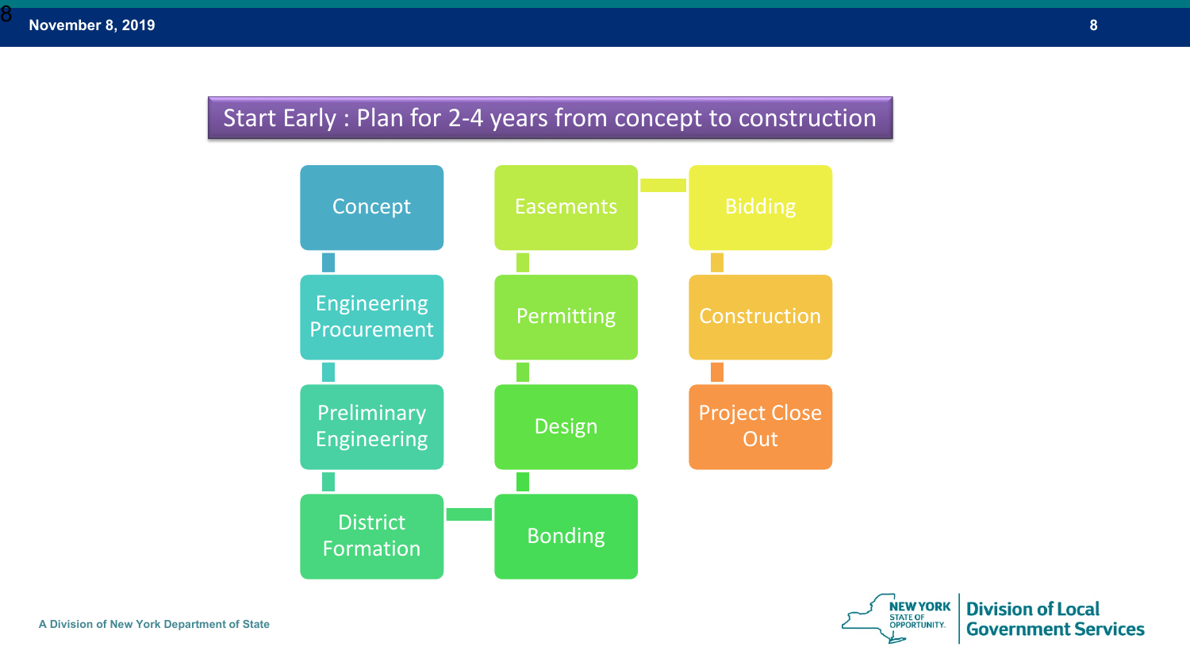## Start Early : Plan for 2-4 years from concept to construction

- Concept
- Engineering Procurement
- Preliminary Engineering
- District Formation
- Bonding
- Design
- Permitting
- Easements
- Bidding
- Construction
- Project Close Out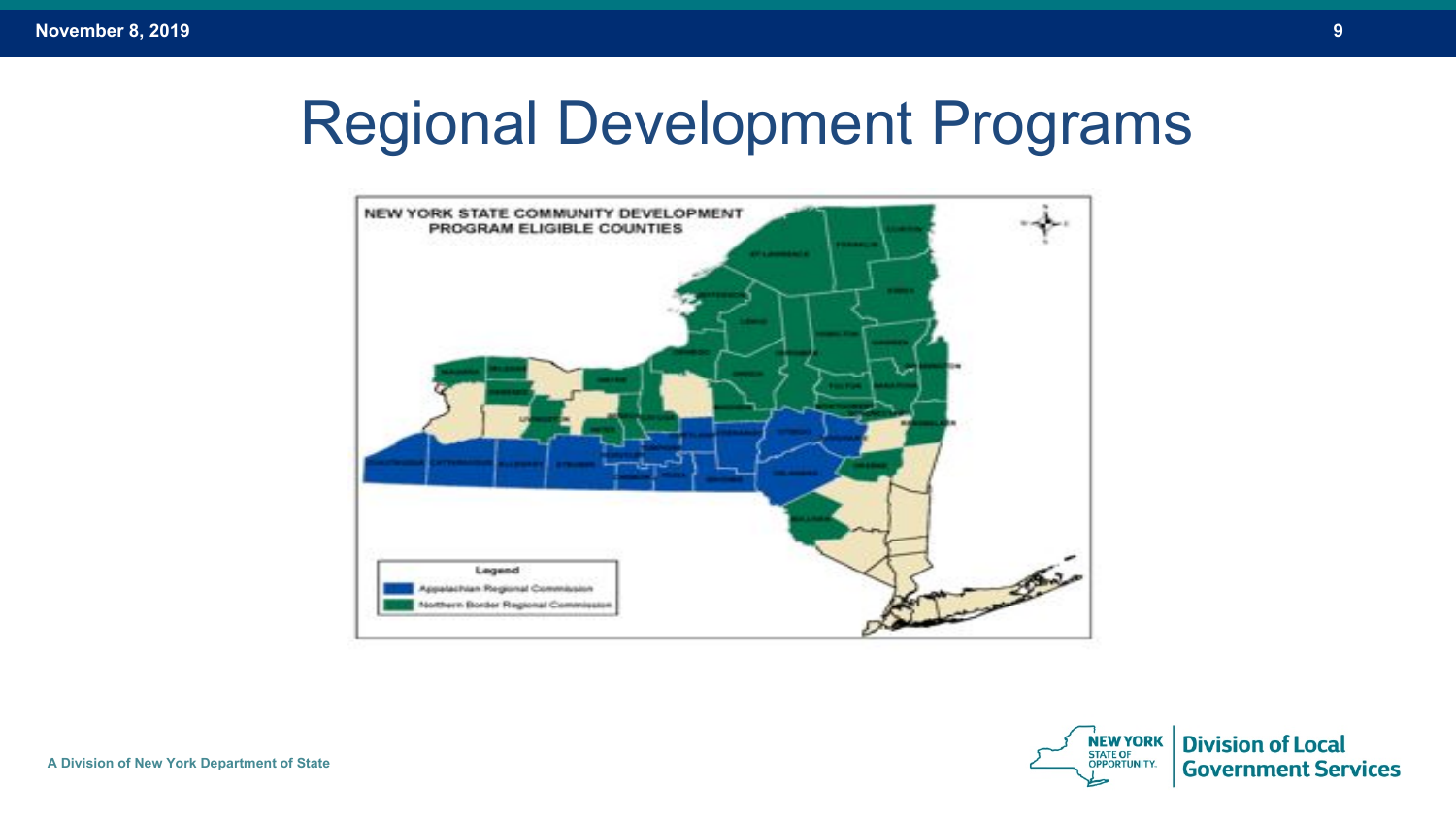# Regional Development Programs

NEW YORK STATE COMMUNITY DEVELOPMENT PROGRAM ELIGIBLE COUNTIES

Legend
- Appalachian Regional Commission
- Northern Border Regional Commission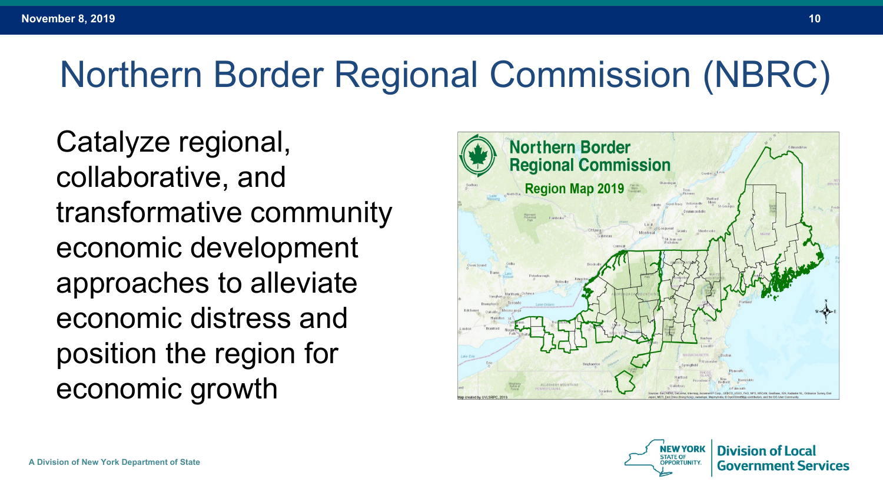# Northern Border Regional Commission (NBRC)

Catalyze regional, collaborative, and transformative community economic development approaches to alleviate economic distress and position the region for economic growth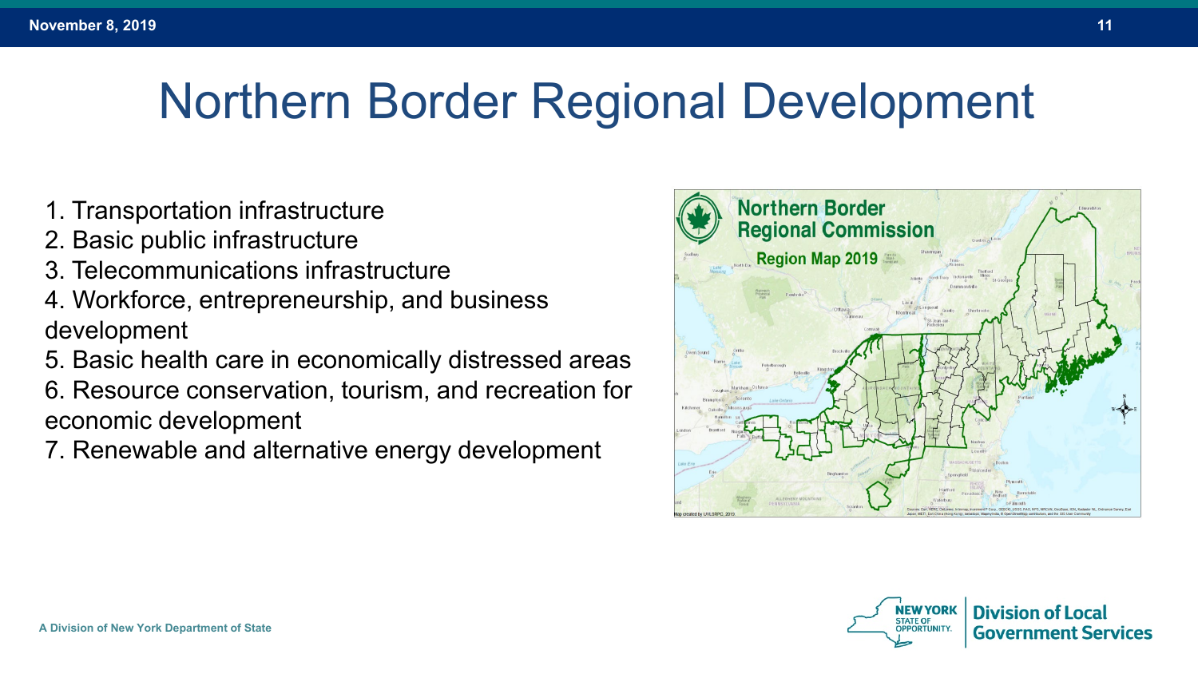# Northern Border Regional Development

1. Transportation infrastructure
2. Basic public infrastructure
3. Telecommunications infrastructure
4. Workforce, entrepreneurship, and business development
5. Basic health care in economically distressed areas
6. Resource conservation, tourism, and recreation for economic development
7. Renewable and alternative energy development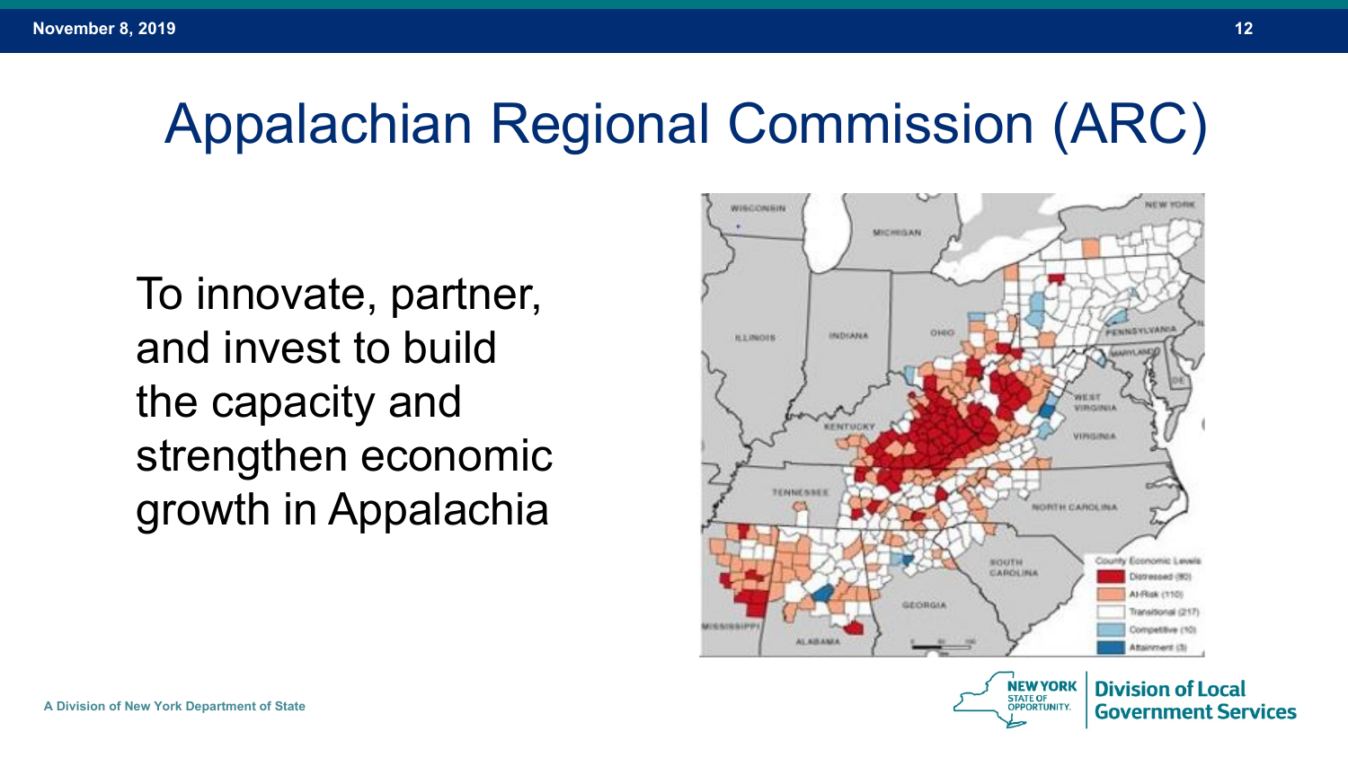# Appalachian Regional Commission (ARC)

To innovate, partner, and invest to build the capacity and strengthen economic growth in Appalachia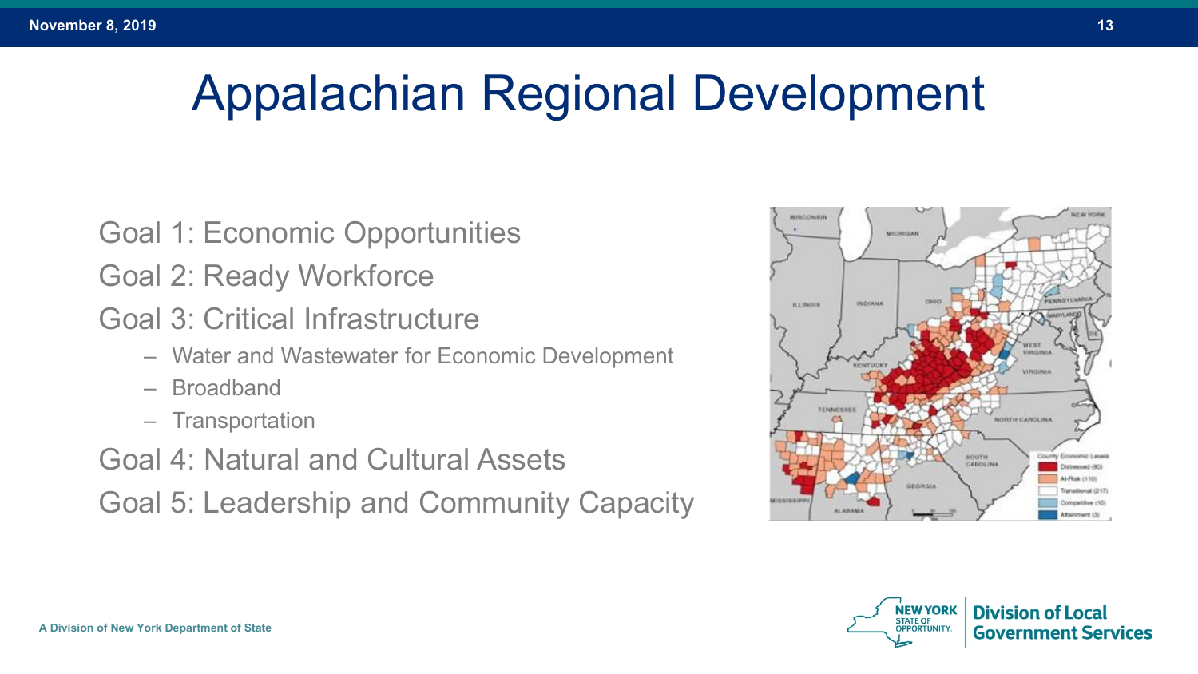# Appalachian Regional Development

Goal 1: Economic Opportunities

Goal 2: Ready Workforce

Goal 3: Critical Infrastructure

- Water and Wastewater for Economic Development
- Broadband
- Transportation

Goal 4: Natural and Cultural Assets

Goal 5: Leadership and Community Capacity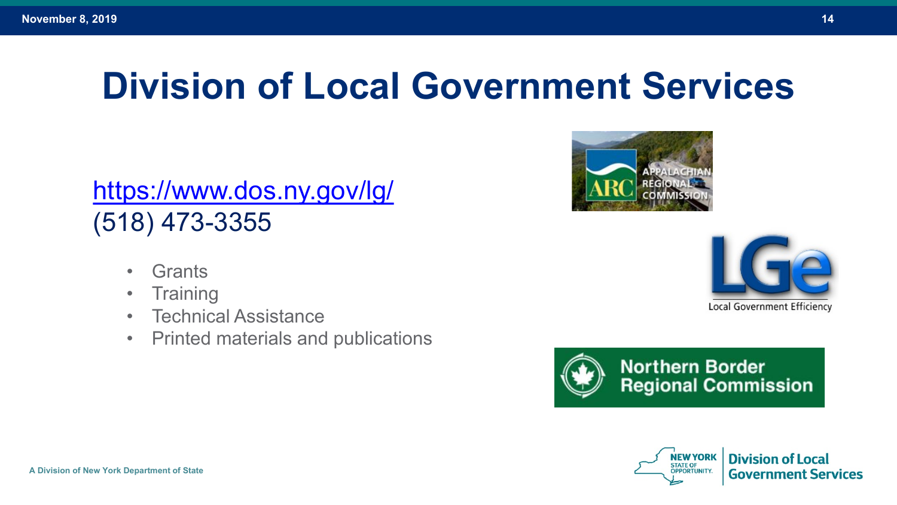# Division of Local Government Services

https://www.dos.ny.gov/lg/
(518) 473-3355

- Grants
- Training
- Technical Assistance
- Printed materials and publications

A Division of New York Department of State